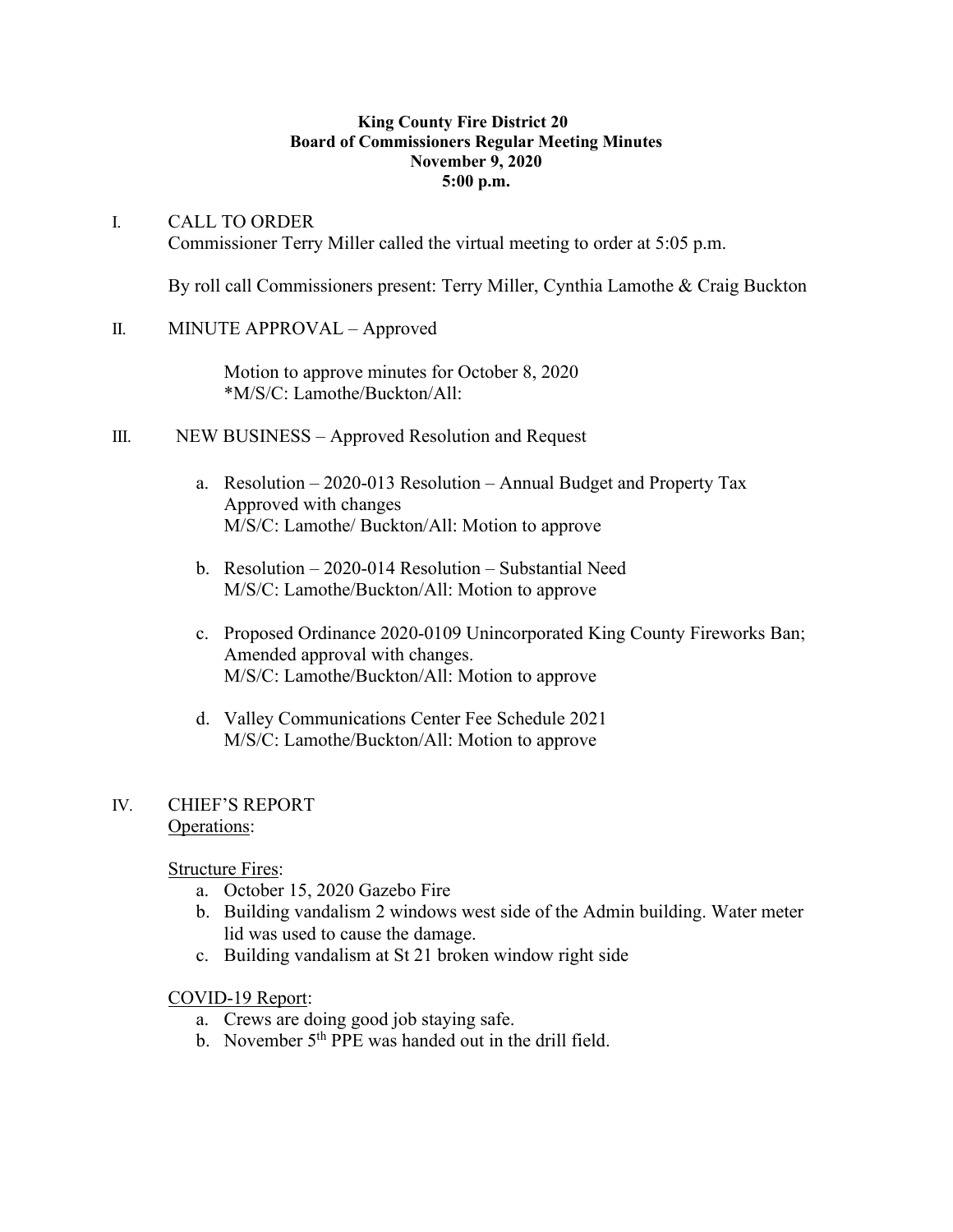**King County Fire District 20**
**Board of Commissioners Regular Meeting Minutes**
**November 9, 2020**
**5:00 p.m.**

I. CALL TO ORDER

Commissioner Terry Miller called the virtual meeting to order at 5:05 p.m.

By roll call Commissioners present: Terry Miller, Cynthia Lamothe & Craig Buckton

II. MINUTE APPROVAL – Approved

Motion to approve minutes for October 8, 2020
*M/S/C: Lamothe/Buckton/All:

III. NEW BUSINESS – Approved Resolution and Request

a. Resolution – 2020-013 Resolution – Annual Budget and Property Tax Approved with changes
M/S/C: Lamothe/ Buckton/All: Motion to approve

b. Resolution – 2020-014 Resolution – Substantial Need
M/S/C: Lamothe/Buckton/All: Motion to approve

c. Proposed Ordinance 2020-0109 Unincorporated King County Fireworks Ban; Amended approval with changes.
M/S/C: Lamothe/Buckton/All: Motion to approve

d. Valley Communications Center Fee Schedule 2021
M/S/C: Lamothe/Buckton/All: Motion to approve

IV. CHIEF'S REPORT

Operations:

Structure Fires:

a. October 15, 2020 Gazebo Fire
b. Building vandalism 2 windows west side of the Admin building. Water meter lid was used to cause the damage.
c. Building vandalism at St 21 broken window right side

COVID-19 Report:

a. Crews are doing good job staying safe.
b. November 5th PPE was handed out in the drill field.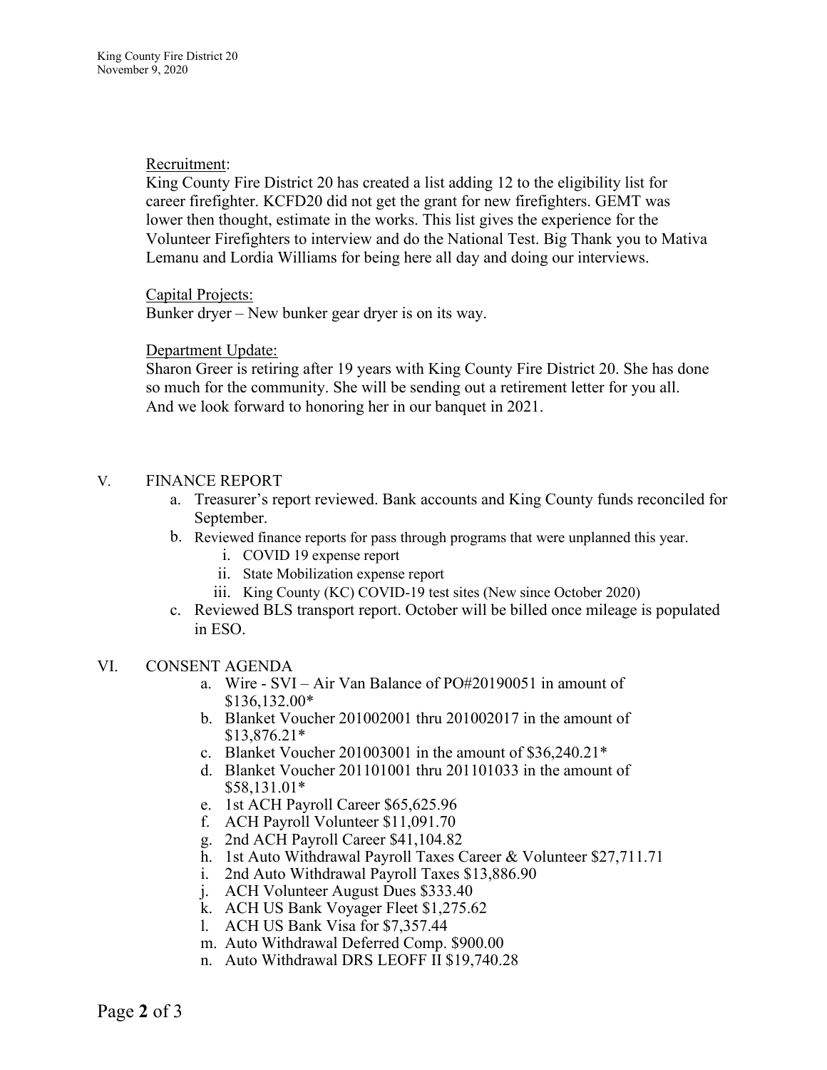Recruitment:

King County Fire District 20 has created a list adding 12 to the eligibility list for career firefighter. KCFD20 did not get the grant for new firefighters. GEMT was lower then thought, estimate in the works. This list gives the experience for the Volunteer Firefighters to interview and do the National Test. Big Thank you to Mativa Lemanu and Lordia Williams for being here all day and doing our interviews.

Capital Projects:

Bunker dryer – New bunker gear dryer is on its way.

Department Update:

Sharon Greer is retiring after 19 years with King County Fire District 20. She has done so much for the community. She will be sending out a retirement letter for you all. And we look forward to honoring her in our banquet in 2021.

V. FINANCE REPORT

a. Treasurer's report reviewed. Bank accounts and King County funds reconciled for September.
b. Reviewed finance reports for pass through programs that were unplanned this year.
    i. COVID 19 expense report
    ii. State Mobilization expense report
    iii. King County (KC) COVID-19 test sites (New since October 2020)
c. Reviewed BLS transport report. October will be billed once mileage is populated in ESO.

VI. CONSENT AGENDA

a. Wire - SVI – Air Van Balance of PO#20190051 in amount of $136,132.00*
b. Blanket Voucher 201002001 thru 201002017 in the amount of $13,876.21*
c. Blanket Voucher 201003001 in the amount of $36,240.21*
d. Blanket Voucher 201101001 thru 201101033 in the amount of $58,131.01*
e. 1st ACH Payroll Career $65,625.96
f. ACH Payroll Volunteer $11,091.70
g. 2nd ACH Payroll Career $41,104.82
h. 1st Auto Withdrawal Payroll Taxes Career & Volunteer $27,711.71
i. 2nd Auto Withdrawal Payroll Taxes $13,886.90
j. ACH Volunteer August Dues $333.40
k. ACH US Bank Voyager Fleet $1,275.62
l. ACH US Bank Visa for $7,357.44
m. Auto Withdrawal Deferred Comp. $900.00
n. Auto Withdrawal DRS LEOFF II $19,740.28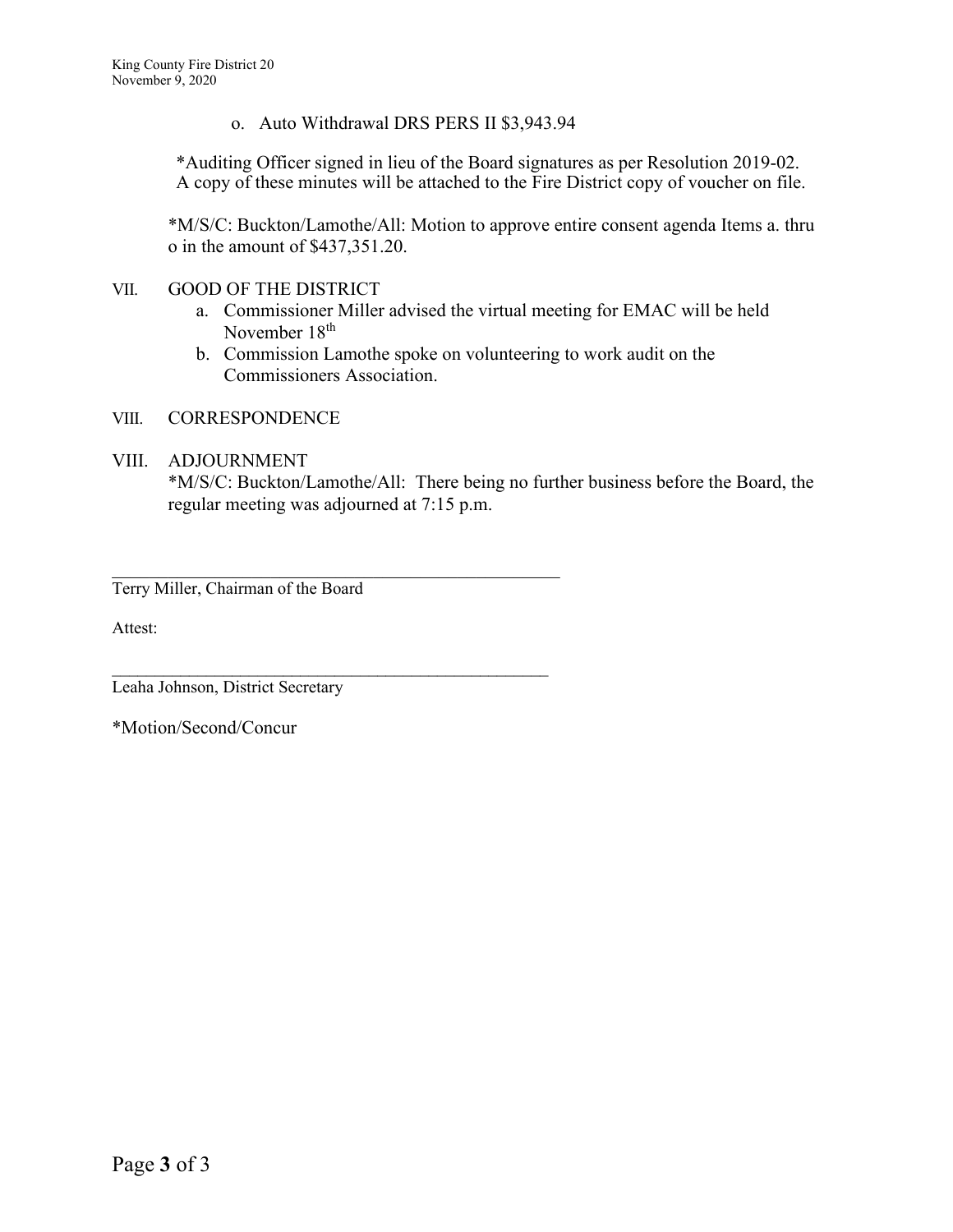o. Auto Withdrawal DRS PERS II $3,943.94

*Auditing Officer signed in lieu of the Board signatures as per Resolution 2019-02. A copy of these minutes will be attached to the Fire District copy of voucher on file.

*M/S/C: Buckton/Lamothe/All: Motion to approve entire consent agenda Items a. thru o in the amount of $437,351.20.

VII. GOOD OF THE DISTRICT

a. Commissioner Miller advised the virtual meeting for EMAC will be held November 18th
b. Commission Lamothe spoke on volunteering to work audit on the Commissioners Association.

VIII. CORRESPONDENCE

VIII. ADJOURNMENT

*M/S/C: Buckton/Lamothe/All: There being no further business before the Board, the regular meeting was adjourned at 7:15 p.m.

\_\_\_\_\_\_\_\_\_\_\_\_\_\_\_\_\_\_\_\_\_\_\_\_\_\_\_\_\_\_\_\_\_\_\_\_\_\_\_\_\_\_\_\_\_\_\_\_\_\_

Terry Miller, Chairman of the Board

Attest:

\_\_\_\_\_\_\_\_\_\_\_\_\_\_\_\_\_\_\_\_\_\_\_\_\_\_\_\_\_\_\_\_\_\_\_\_\_\_\_\_\_\_\_\_\_\_\_\_\_\_

Leaha Johnson, District Secretary

*Motion/Second/Concur